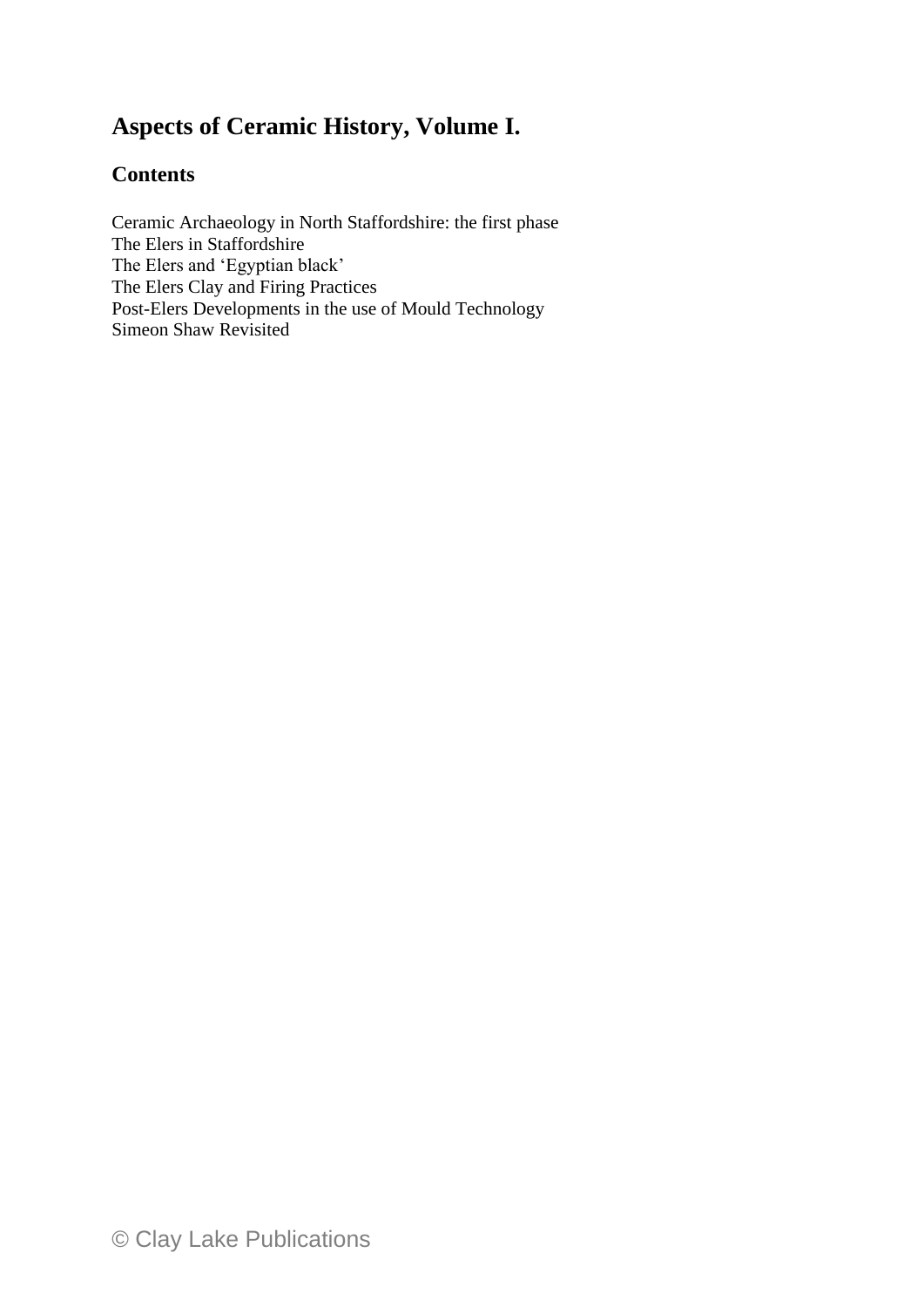# Aspects of Ceramic History, Volume I.

## Contents

Ceramic Archaeology in North Staffordshire: the first phase
The Elers in Staffordshire
The Elers and 'Egyptian black'
The Elers Clay and Firing Practices
Post-Elers Developments in the use of Mould Technology
Simeon Shaw Revisited

© Clay Lake Publications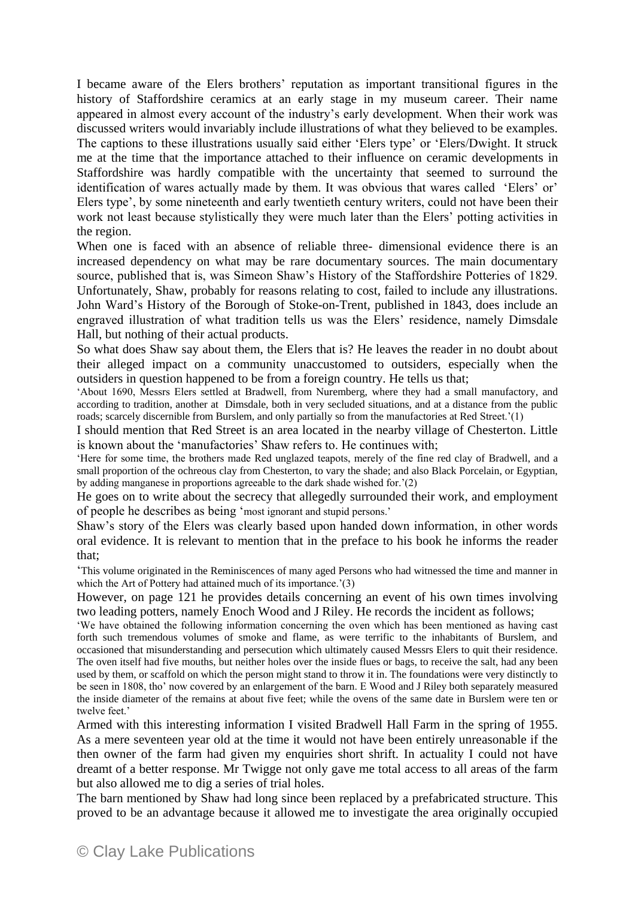I became aware of the Elers brothers' reputation as important transitional figures in the history of Staffordshire ceramics at an early stage in my museum career. Their name appeared in almost every account of the industry's early development. When their work was discussed writers would invariably include illustrations of what they believed to be examples. The captions to these illustrations usually said either 'Elers type' or 'Elers/Dwight. It struck me at the time that the importance attached to their influence on ceramic developments in Staffordshire was hardly compatible with the uncertainty that seemed to surround the identification of wares actually made by them. It was obvious that wares called 'Elers' or' Elers type', by some nineteenth and early twentieth century writers, could not have been their work not least because stylistically they were much later than the Elers' potting activities in the region.

When one is faced with an absence of reliable three- dimensional evidence there is an increased dependency on what may be rare documentary sources. The main documentary source, published that is, was Simeon Shaw's History of the Staffordshire Potteries of 1829. Unfortunately, Shaw, probably for reasons relating to cost, failed to include any illustrations. John Ward's History of the Borough of Stoke-on-Trent, published in 1843, does include an engraved illustration of what tradition tells us was the Elers' residence, namely Dimsdale Hall, but nothing of their actual products.

So what does Shaw say about them, the Elers that is? He leaves the reader in no doubt about their alleged impact on a community unaccustomed to outsiders, especially when the outsiders in question happened to be from a foreign country. He tells us that;

'About 1690, Messrs Elers settled at Bradwell, from Nuremberg, where they had a small manufactory, and according to tradition, another at Dimsdale, both in very secluded situations, and at a distance from the public roads; scarcely discernible from Burslem, and only partially so from the manufactories at Red Street.'(1)

I should mention that Red Street is an area located in the nearby village of Chesterton. Little is known about the 'manufactories' Shaw refers to. He continues with;

'Here for some time, the brothers made Red unglazed teapots, merely of the fine red clay of Bradwell, and a small proportion of the ochreous clay from Chesterton, to vary the shade; and also Black Porcelain, or Egyptian, by adding manganese in proportions agreeable to the dark shade wished for.'(2)

He goes on to write about the secrecy that allegedly surrounded their work, and employment of people he describes as being 'most ignorant and stupid persons.'

Shaw's story of the Elers was clearly based upon handed down information, in other words oral evidence. It is relevant to mention that in the preface to his book he informs the reader that;

'This volume originated in the Reminiscences of many aged Persons who had witnessed the time and manner in which the Art of Pottery had attained much of its importance.'(3)

However, on page 121 he provides details concerning an event of his own times involving two leading potters, namely Enoch Wood and J Riley. He records the incident as follows;

'We have obtained the following information concerning the oven which has been mentioned as having cast forth such tremendous volumes of smoke and flame, as were terrific to the inhabitants of Burslem, and occasioned that misunderstanding and persecution which ultimately caused Messrs Elers to quit their residence. The oven itself had five mouths, but neither holes over the inside flues or bags, to receive the salt, had any been used by them, or scaffold on which the person might stand to throw it in. The foundations were very distinctly to be seen in 1808, tho' now covered by an enlargement of the barn. E Wood and J Riley both separately measured the inside diameter of the remains at about five feet; while the ovens of the same date in Burslem were ten or twelve feet.'

Armed with this interesting information I visited Bradwell Hall Farm in the spring of 1955. As a mere seventeen year old at the time it would not have been entirely unreasonable if the then owner of the farm had given my enquiries short shrift. In actuality I could not have dreamt of a better response. Mr Twigge not only gave me total access to all areas of the farm but also allowed me to dig a series of trial holes.

The barn mentioned by Shaw had long since been replaced by a prefabricated structure. This proved to be an advantage because it allowed me to investigate the area originally occupied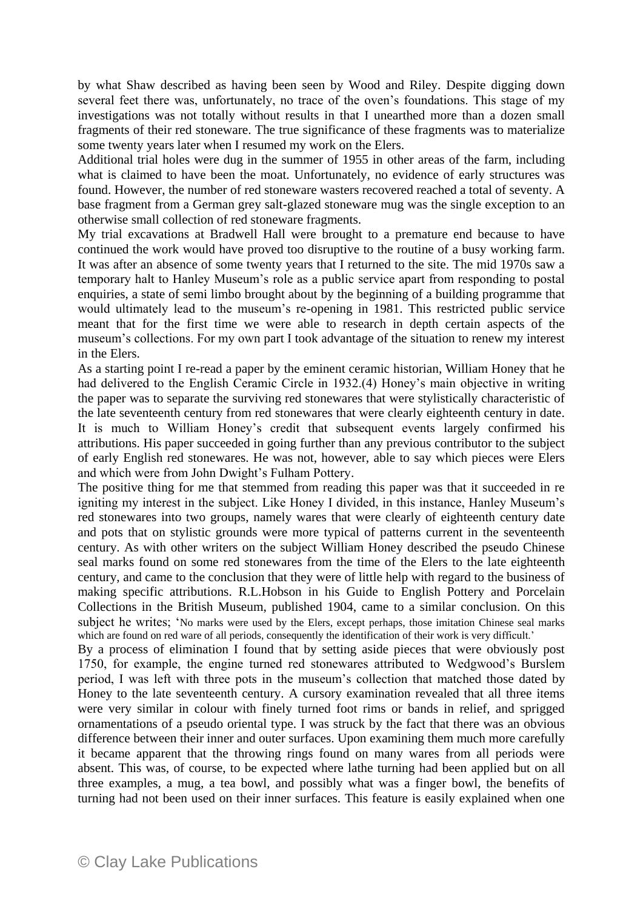by what Shaw described as having been seen by Wood and Riley. Despite digging down several feet there was, unfortunately, no trace of the oven's foundations. This stage of my investigations was not totally without results in that I unearthed more than a dozen small fragments of their red stoneware. The true significance of these fragments was to materialize some twenty years later when I resumed my work on the Elers.

Additional trial holes were dug in the summer of 1955 in other areas of the farm, including what is claimed to have been the moat. Unfortunately, no evidence of early structures was found. However, the number of red stoneware wasters recovered reached a total of seventy. A base fragment from a German grey salt-glazed stoneware mug was the single exception to an otherwise small collection of red stoneware fragments.

My trial excavations at Bradwell Hall were brought to a premature end because to have continued the work would have proved too disruptive to the routine of a busy working farm. It was after an absence of some twenty years that I returned to the site. The mid 1970s saw a temporary halt to Hanley Museum's role as a public service apart from responding to postal enquiries, a state of semi limbo brought about by the beginning of a building programme that would ultimately lead to the museum's re-opening in 1981. This restricted public service meant that for the first time we were able to research in depth certain aspects of the museum's collections. For my own part I took advantage of the situation to renew my interest in the Elers.

As a starting point I re-read a paper by the eminent ceramic historian, William Honey that he had delivered to the English Ceramic Circle in 1932.(4) Honey's main objective in writing the paper was to separate the surviving red stonewares that were stylistically characteristic of the late seventeenth century from red stonewares that were clearly eighteenth century in date. It is much to William Honey's credit that subsequent events largely confirmed his attributions. His paper succeeded in going further than any previous contributor to the subject of early English red stonewares. He was not, however, able to say which pieces were Elers and which were from John Dwight's Fulham Pottery.

The positive thing for me that stemmed from reading this paper was that it succeeded in re igniting my interest in the subject. Like Honey I divided, in this instance, Hanley Museum's red stonewares into two groups, namely wares that were clearly of eighteenth century date and pots that on stylistic grounds were more typical of patterns current in the seventeenth century. As with other writers on the subject William Honey described the pseudo Chinese seal marks found on some red stonewares from the time of the Elers to the late eighteenth century, and came to the conclusion that they were of little help with regard to the business of making specific attributions. R.L.Hobson in his Guide to English Pottery and Porcelain Collections in the British Museum, published 1904, came to a similar conclusion. On this subject he writes; 'No marks were used by the Elers, except perhaps, those imitation Chinese seal marks which are found on red ware of all periods, consequently the identification of their work is very difficult.'

By a process of elimination I found that by setting aside pieces that were obviously post 1750, for example, the engine turned red stonewares attributed to Wedgwood's Burslem period, I was left with three pots in the museum's collection that matched those dated by Honey to the late seventeenth century. A cursory examination revealed that all three items were very similar in colour with finely turned foot rims or bands in relief, and sprigged ornamentations of a pseudo oriental type. I was struck by the fact that there was an obvious difference between their inner and outer surfaces. Upon examining them much more carefully it became apparent that the throwing rings found on many wares from all periods were absent. This was, of course, to be expected where lathe turning had been applied but on all three examples, a mug, a tea bowl, and possibly what was a finger bowl, the benefits of turning had not been used on their inner surfaces. This feature is easily explained when one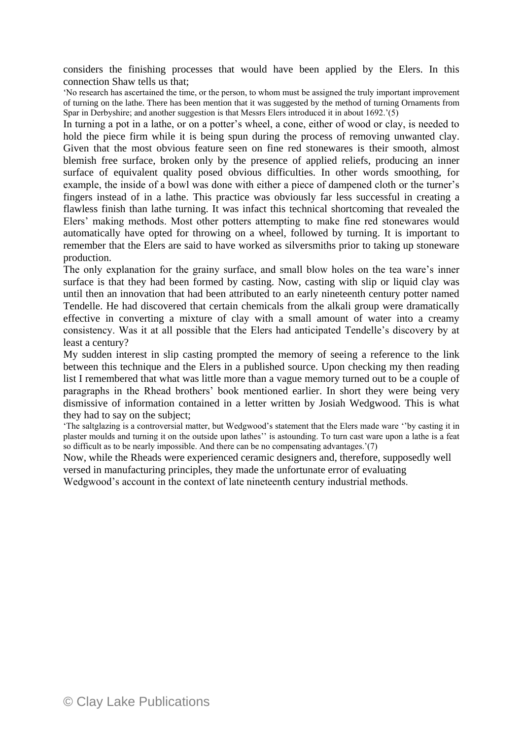considers the finishing processes that would have been applied by the Elers. In this connection Shaw tells us that;

> 'No research has ascertained the time, or the person, to whom must be assigned the truly important improvement of turning on the lathe. There has been mention that it was suggested by the method of turning Ornaments from Spar in Derbyshire; and another suggestion is that Messrs Elers introduced it in about 1692.'(5)

In turning a pot in a lathe, or on a potter's wheel, a cone, either of wood or clay, is needed to hold the piece firm while it is being spun during the process of removing unwanted clay. Given that the most obvious feature seen on fine red stonewares is their smooth, almost blemish free surface, broken only by the presence of applied reliefs, producing an inner surface of equivalent quality posed obvious difficulties. In other words smoothing, for example, the inside of a bowl was done with either a piece of dampened cloth or the turner's fingers instead of in a lathe. This practice was obviously far less successful in creating a flawless finish than lathe turning. It was infact this technical shortcoming that revealed the Elers' making methods. Most other potters attempting to make fine red stonewares would automatically have opted for throwing on a wheel, followed by turning. It is important to remember that the Elers are said to have worked as silversmiths prior to taking up stoneware production.

The only explanation for the grainy surface, and small blow holes on the tea ware's inner surface is that they had been formed by casting. Now, casting with slip or liquid clay was until then an innovation that had been attributed to an early nineteenth century potter named Tendelle. He had discovered that certain chemicals from the alkali group were dramatically effective in converting a mixture of clay with a small amount of water into a creamy consistency. Was it at all possible that the Elers had anticipated Tendelle's discovery by at least a century?

My sudden interest in slip casting prompted the memory of seeing a reference to the link between this technique and the Elers in a published source. Upon checking my then reading list I remembered that what was little more than a vague memory turned out to be a couple of paragraphs in the Rhead brothers' book mentioned earlier. In short they were being very dismissive of information contained in a letter written by Josiah Wedgwood. This is what they had to say on the subject;

> 'The saltglazing is a controversial matter, but Wedgwood's statement that the Elers made ware ''by casting it in plaster moulds and turning it on the outside upon lathes'' is astounding. To turn cast ware upon a lathe is a feat so difficult as to be nearly impossible. And there can be no compensating advantages.'(7)

Now, while the Rheads were experienced ceramic designers and, therefore, supposedly well versed in manufacturing principles, they made the unfortunate error of evaluating Wedgwood's account in the context of late nineteenth century industrial methods.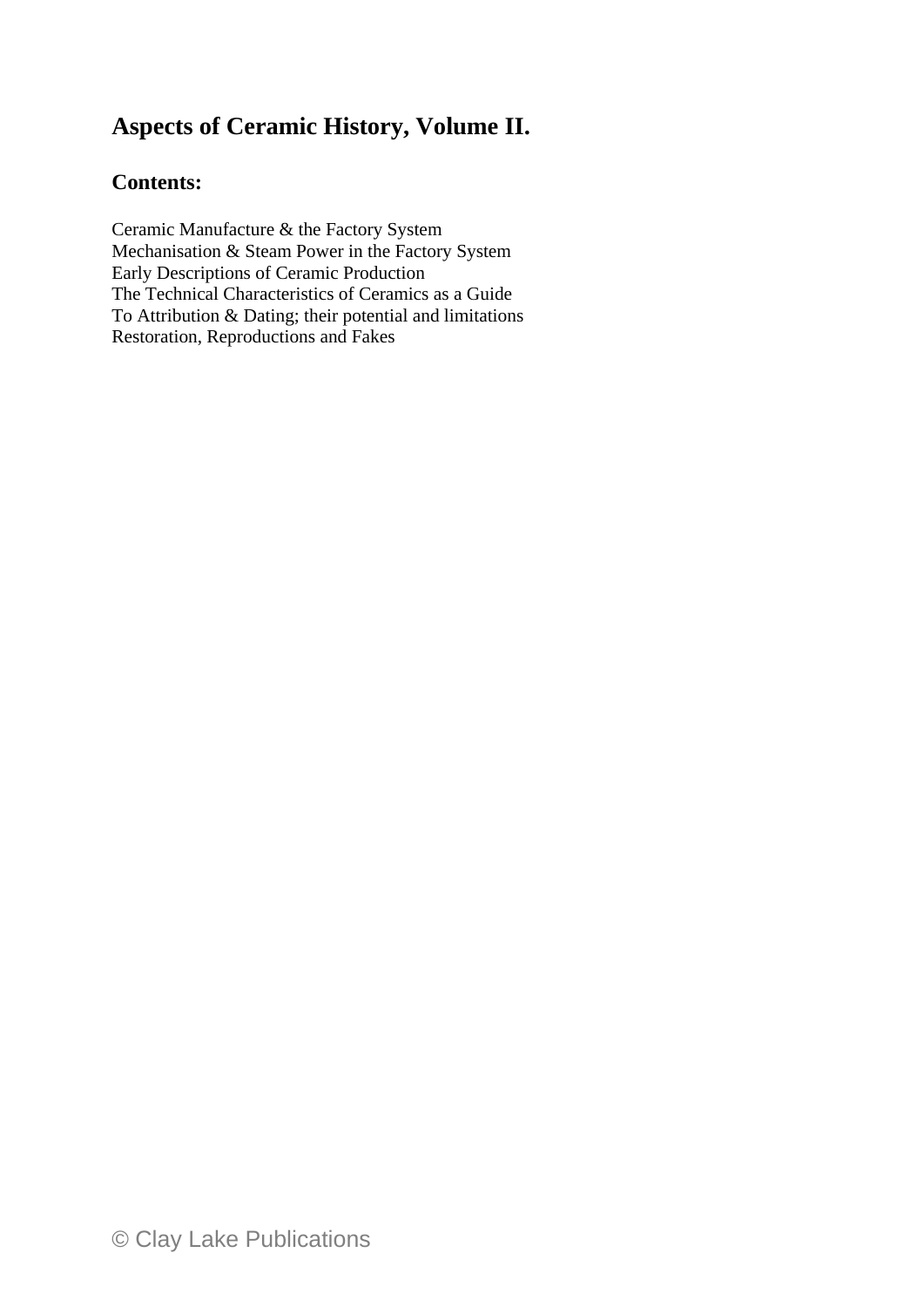# Aspects of Ceramic History, Volume II.

## Contents:

Ceramic Manufacture & the Factory System
Mechanisation & Steam Power in the Factory System
Early Descriptions of Ceramic Production
The Technical Characteristics of Ceramics as a Guide
To Attribution & Dating; their potential and limitations
Restoration, Reproductions and Fakes

© Clay Lake Publications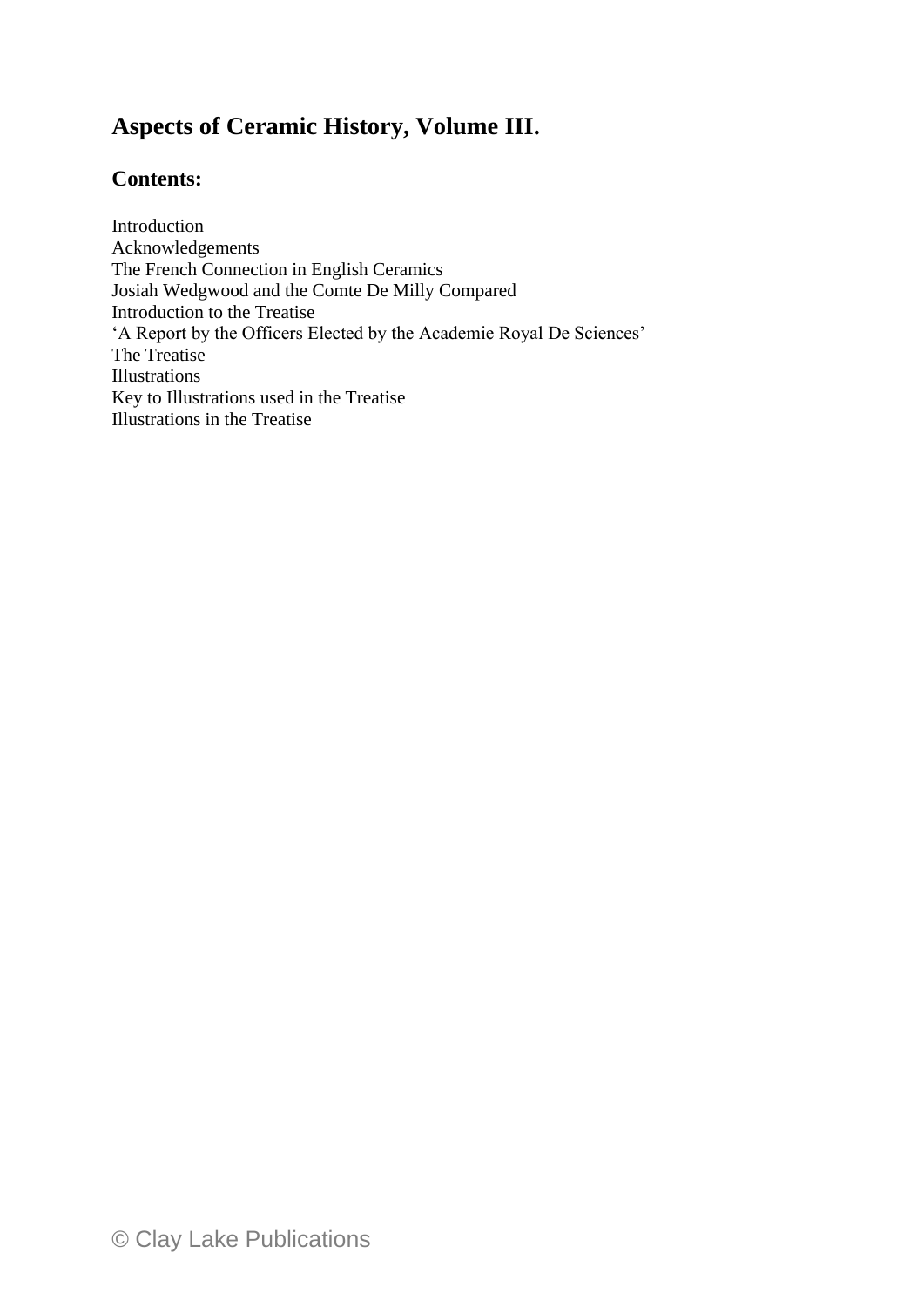## Aspects of Ceramic History, Volume III.

### Contents:

Introduction
Acknowledgements
The French Connection in English Ceramics
Josiah Wedgwood and the Comte De Milly Compared
Introduction to the Treatise
'A Report by the Officers Elected by the Academie Royal De Sciences'
The Treatise
Illustrations
Key to Illustrations used in the Treatise
Illustrations in the Treatise

© Clay Lake Publications